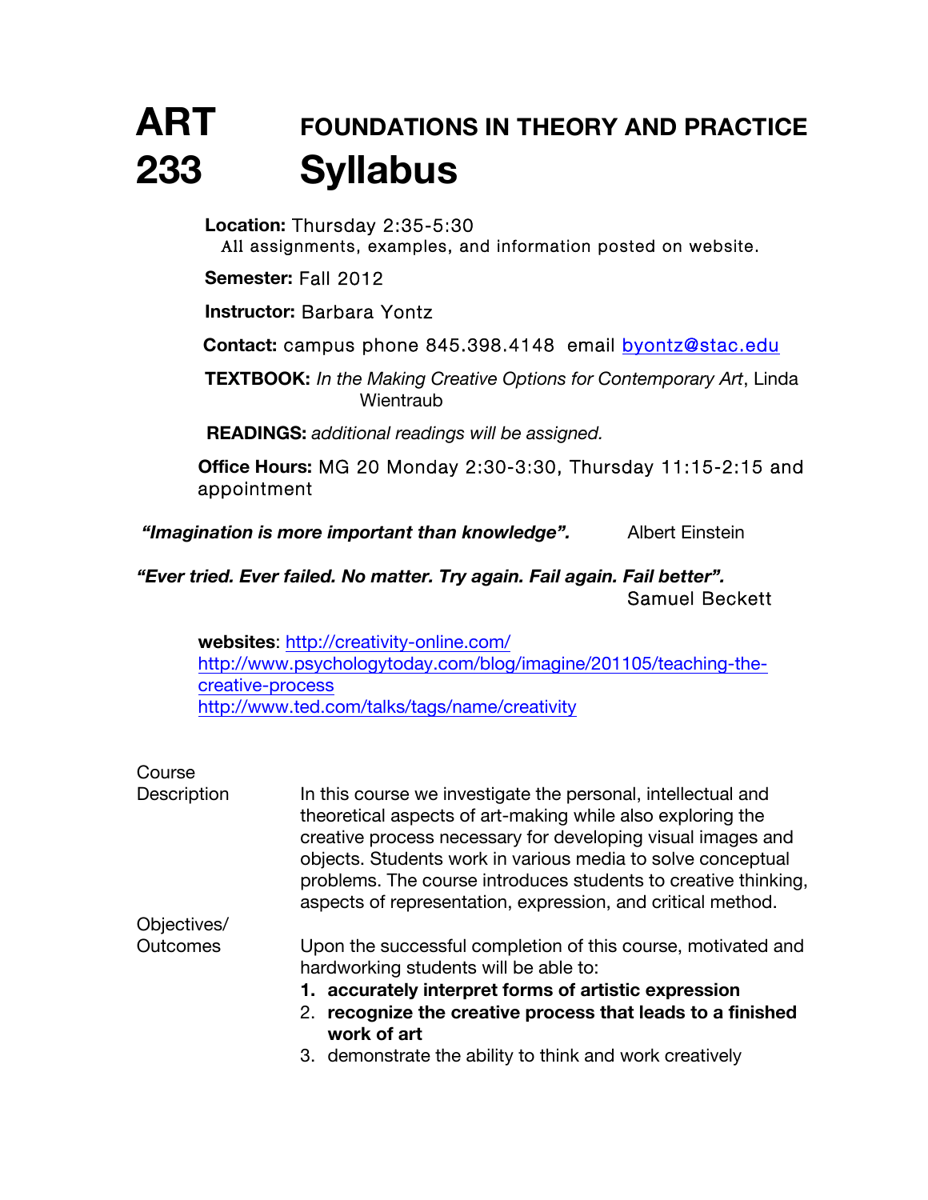# ART 233 FOUNDATIONS IN THEORY AND PRACTICE

# Syllabus

**Location:** Thursday 2:35-5:30
All assignments, examples, and information posted on website.

**Semester:** Fall 2012

**Instructor:** Barbara Yontz

**Contact:** campus phone 845.398.4148 email byontz@stac.edu

**TEXTBOOK:** *In the Making Creative Options for Contemporary Art*, Linda Wientraub

**READINGS:** *additional readings will be assigned.*

**Office Hours:** MG 20 Monday 2:30-3:30, Thursday 11:15-2:15 and appointment

***"Imagination is more important than knowledge".*** Albert Einstein

***"Ever tried. Ever failed. No matter. Try again. Fail again. Fail better".*** Samuel Beckett

**websites**: http://creativity-online.com/
http://www.psychologytoday.com/blog/imagine/201105/teaching-the-creative-process
http://www.ted.com/talks/tags/name/creativity

**Course Description**

In this course we investigate the personal, intellectual and theoretical aspects of art-making while also exploring the creative process necessary for developing visual images and objects. Students work in various media to solve conceptual problems. The course introduces students to creative thinking, aspects of representation, expression, and critical method.

**Objectives/ Outcomes**

Upon the successful completion of this course, motivated and hardworking students will be able to:

1. **accurately interpret forms of artistic expression**
2. **recognize the creative process that leads to a finished work of art**
3. demonstrate the ability to think and work creatively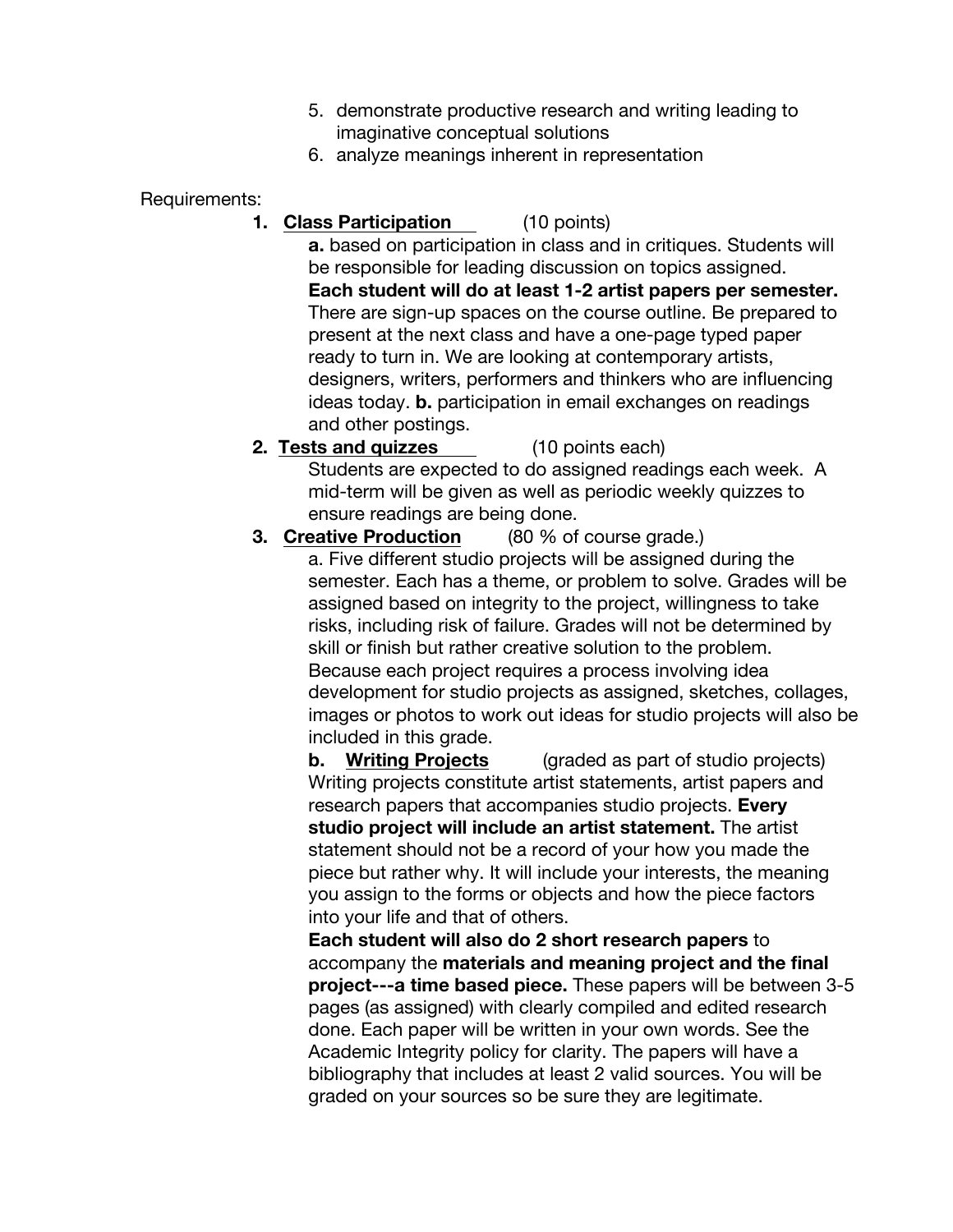5. demonstrate productive research and writing leading to imaginative conceptual solutions
6. analyze meanings inherent in representation

Requirements:

1. **<u>Class Participation</u>** (10 points)

   **a.** based on participation in class and in critiques. Students will be responsible for leading discussion on topics assigned. **Each student will do at least 1-2 artist papers per semester.** There are sign-up spaces on the course outline. Be prepared to present at the next class and have a one-page typed paper ready to turn in. We are looking at contemporary artists, designers, writers, performers and thinkers who are influencing ideas today. **b.** participation in email exchanges on readings and other postings.

2. **<u>Tests and quizzes</u>** (10 points each)

   Students are expected to do assigned readings each week. A mid-term will be given as well as periodic weekly quizzes to ensure readings are being done.

3. **<u>Creative Production</u>** (80 % of course grade.)

   a. Five different studio projects will be assigned during the semester. Each has a theme, or problem to solve. Grades will be assigned based on integrity to the project, willingness to take risks, including risk of failure. Grades will not be determined by skill or finish but rather creative solution to the problem. Because each project requires a process involving idea development for studio projects as assigned, sketches, collages, images or photos to work out ideas for studio projects will also be included in this grade.

   **b. <u>Writing Projects</u>** (graded as part of studio projects)
   Writing projects constitute artist statements, artist papers and research papers that accompanies studio projects. **Every studio project will include an artist statement.** The artist statement should not be a record of your how you made the piece but rather why. It will include your interests, the meaning you assign to the forms or objects and how the piece factors into your life and that of others.

   **Each student will also do 2 short research papers** to accompany the **materials and meaning project and the final project---a time based piece.** These papers will be between 3-5 pages (as assigned) with clearly compiled and edited research done. Each paper will be written in your own words. See the Academic Integrity policy for clarity. The papers will have a bibliography that includes at least 2 valid sources. You will be graded on your sources so be sure they are legitimate.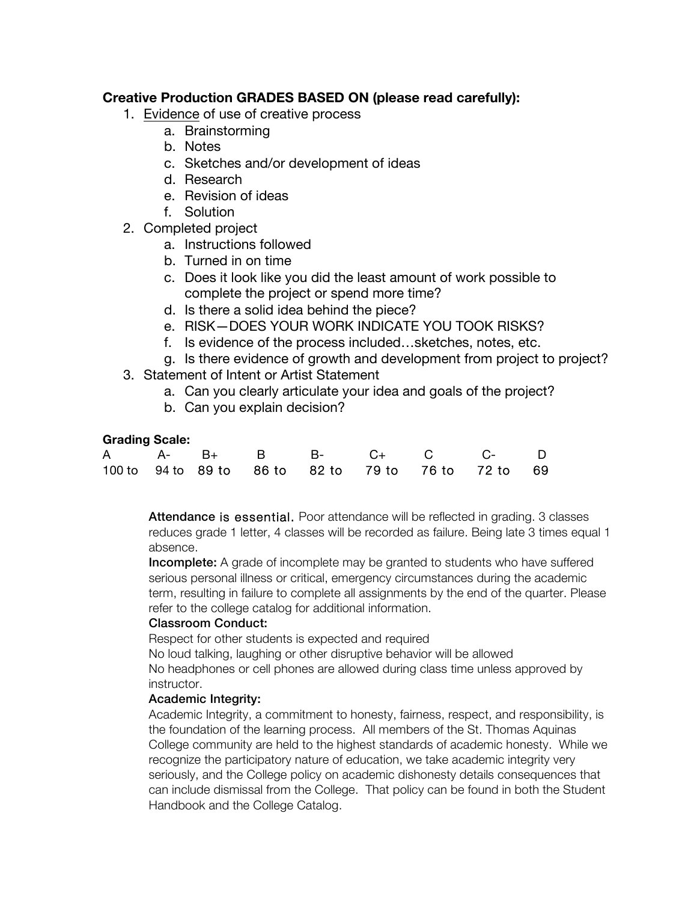### Creative Production GRADES BASED ON (please read carefully):

1. Evidence of use of creative process
    a. Brainstorming
    b. Notes
    c. Sketches and/or development of ideas
    d. Research
    e. Revision of ideas
    f. Solution
2. Completed project
    a. Instructions followed
    b. Turned in on time
    c. Does it look like you did the least amount of work possible to complete the project or spend more time?
    d. Is there a solid idea behind the piece?
    e. RISK—DOES YOUR WORK INDICATE YOU TOOK RISKS?
    f. Is evidence of the process included…sketches, notes, etc.
    g. Is there evidence of growth and development from project to project?
3. Statement of Intent or Artist Statement
    a. Can you clearly articulate your idea and goals of the project?
    b. Can you explain decision?

**Grading Scale:**

| A | A- | B+ | B | B- | C+ | C | C- | D |
|---|---|---|---|---|---|---|---|---|
| 100 to | 94 to | 89 to | 86 to | 82 to | 79 to | 76 to | 72 to | 69 |

**Attendance** is essential. Poor attendance will be reflected in grading. 3 classes reduces grade 1 letter, 4 classes will be recorded as failure. Being late 3 times equal 1 absence.

**Incomplete:** A grade of incomplete may be granted to students who have suffered serious personal illness or critical, emergency circumstances during the academic term, resulting in failure to complete all assignments by the end of the quarter. Please refer to the college catalog for additional information.

**Classroom Conduct:**

Respect for other students is expected and required

No loud talking, laughing or other disruptive behavior will be allowed

No headphones or cell phones are allowed during class time unless approved by instructor.

**Academic Integrity:**

Academic Integrity, a commitment to honesty, fairness, respect, and responsibility, is the foundation of the learning process. All members of the St. Thomas Aquinas College community are held to the highest standards of academic honesty. While we recognize the participatory nature of education, we take academic integrity very seriously, and the College policy on academic dishonesty details consequences that can include dismissal from the College. That policy can be found in both the Student Handbook and the College Catalog.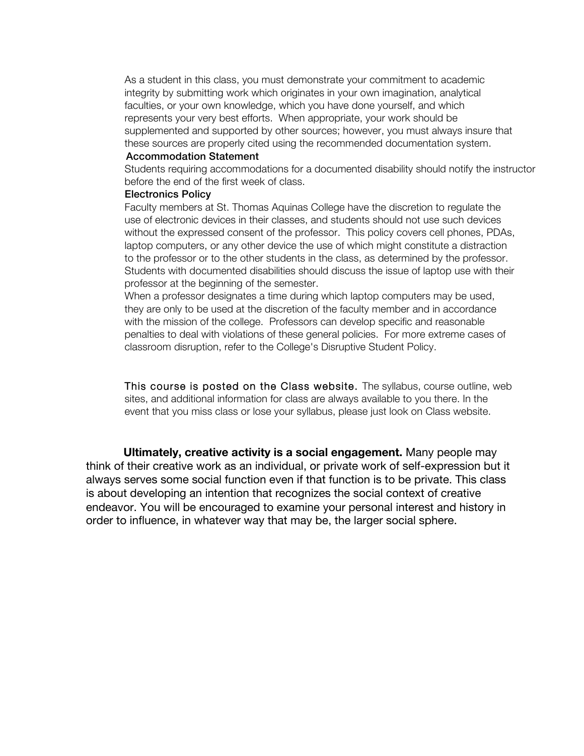As a student in this class, you must demonstrate your commitment to academic integrity by submitting work which originates in your own imagination, analytical faculties, or your own knowledge, which you have done yourself, and which represents your very best efforts. When appropriate, your work should be supplemented and supported by other sources; however, you must always insure that these sources are properly cited using the recommended documentation system.

**Accommodation Statement**

Students requiring accommodations for a documented disability should notify the instructor before the end of the first week of class.

**Electronics Policy**

Faculty members at St. Thomas Aquinas College have the discretion to regulate the use of electronic devices in their classes, and students should not use such devices without the expressed consent of the professor. This policy covers cell phones, PDAs, laptop computers, or any other device the use of which might constitute a distraction to the professor or to the other students in the class, as determined by the professor. Students with documented disabilities should discuss the issue of laptop use with their professor at the beginning of the semester.

When a professor designates a time during which laptop computers may be used, they are only to be used at the discretion of the faculty member and in accordance with the mission of the college. Professors can develop specific and reasonable penalties to deal with violations of these general policies. For more extreme cases of classroom disruption, refer to the College's Disruptive Student Policy.

This course is posted on the Class website. The syllabus, course outline, web sites, and additional information for class are always available to you there. In the event that you miss class or lose your syllabus, please just look on Class website.

**Ultimately, creative activity is a social engagement.** Many people may think of their creative work as an individual, or private work of self-expression but it always serves some social function even if that function is to be private. This class is about developing an intention that recognizes the social context of creative endeavor. You will be encouraged to examine your personal interest and history in order to influence, in whatever way that may be, the larger social sphere.